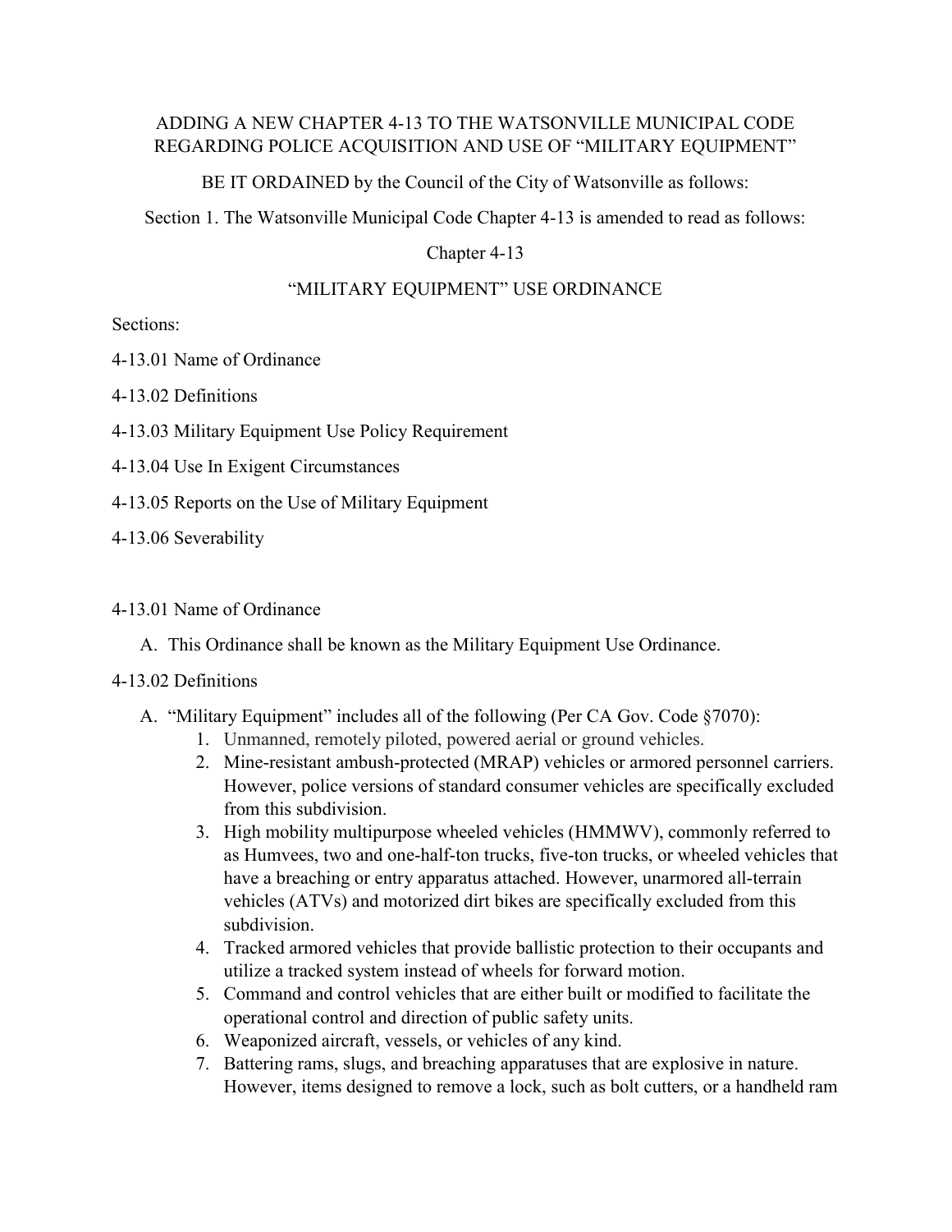# ADDING A NEW CHAPTER 4-13 TO THE WATSONVILLE MUNICIPAL CODE REGARDING POLICE ACQUISITION AND USE OF "MILITARY EQUIPMENT"

BE IT ORDAINED by the Council of the City of Watsonville as follows:

Section 1. The Watsonville Municipal Code Chapter 4-13 is amended to read as follows:

## Chapter 4-13

## "MILITARY EQUIPMENT" USE ORDINANCE

Sections:

4-13.01 Name of Ordinance

4-13.02 Definitions

4-13.03 Military Equipment Use Policy Requirement

4-13.04 Use In Exigent Circumstances

4-13.05 Reports on the Use of Military Equipment

4-13.06 Severability

### 4-13.01 Name of Ordinance

A. This Ordinance shall be known as the Military Equipment Use Ordinance.

### 4-13.02 Definitions

A. "Military Equipment" includes all of the following (Per CA Gov. Code §7070):

1. Unmanned, remotely piloted, powered aerial or ground vehicles.
2. Mine-resistant ambush-protected (MRAP) vehicles or armored personnel carriers. However, police versions of standard consumer vehicles are specifically excluded from this subdivision.
3. High mobility multipurpose wheeled vehicles (HMMWV), commonly referred to as Humvees, two and one-half-ton trucks, five-ton trucks, or wheeled vehicles that have a breaching or entry apparatus attached. However, unarmored all-terrain vehicles (ATVs) and motorized dirt bikes are specifically excluded from this subdivision.
4. Tracked armored vehicles that provide ballistic protection to their occupants and utilize a tracked system instead of wheels for forward motion.
5. Command and control vehicles that are either built or modified to facilitate the operational control and direction of public safety units.
6. Weaponized aircraft, vessels, or vehicles of any kind.
7. Battering rams, slugs, and breaching apparatuses that are explosive in nature. However, items designed to remove a lock, such as bolt cutters, or a handheld ram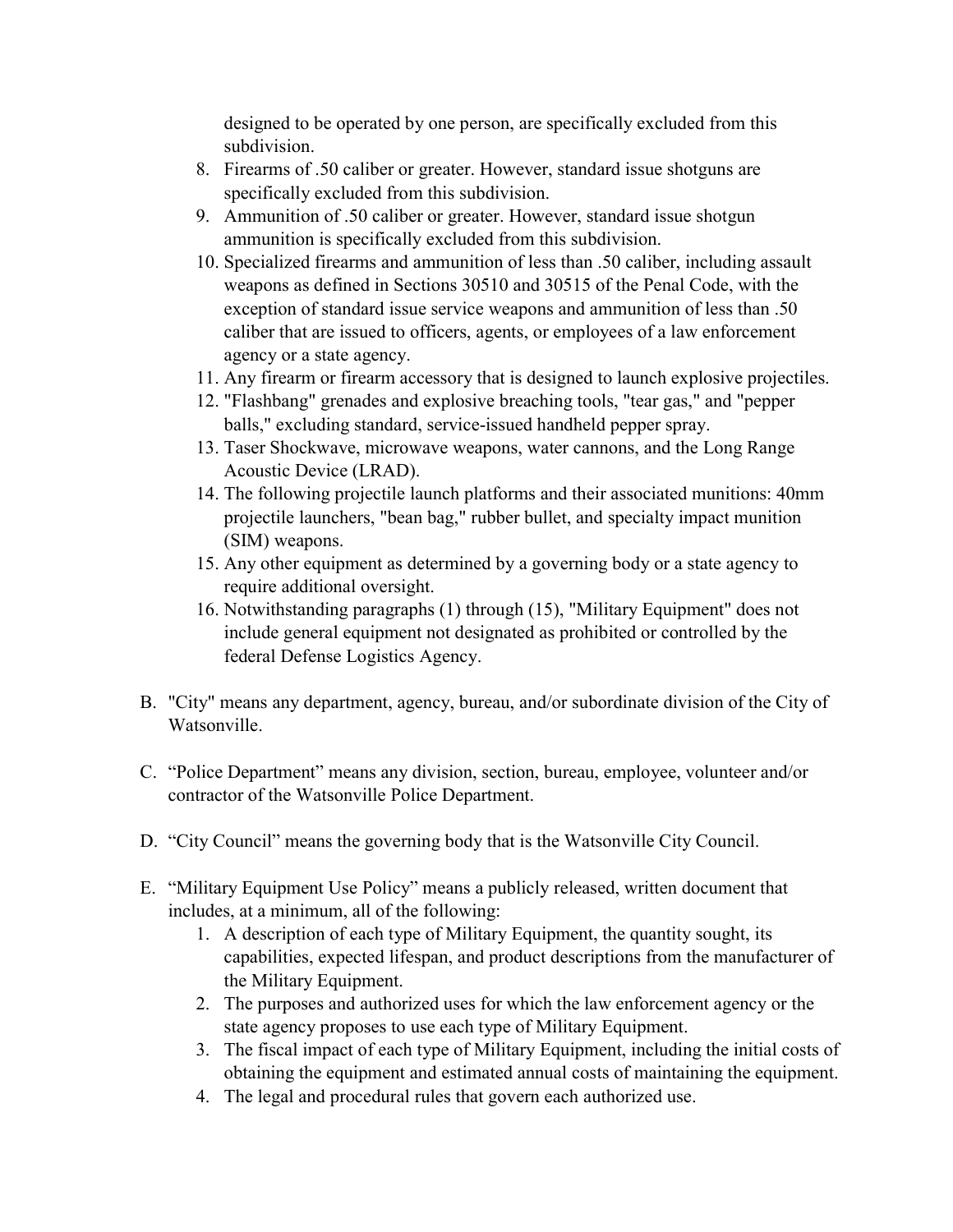designed to be operated by one person, are specifically excluded from this subdivision.

8. Firearms of .50 caliber or greater. However, standard issue shotguns are specifically excluded from this subdivision.
9. Ammunition of .50 caliber or greater. However, standard issue shotgun ammunition is specifically excluded from this subdivision.
10. Specialized firearms and ammunition of less than .50 caliber, including assault weapons as defined in Sections 30510 and 30515 of the Penal Code, with the exception of standard issue service weapons and ammunition of less than .50 caliber that are issued to officers, agents, or employees of a law enforcement agency or a state agency.
11. Any firearm or firearm accessory that is designed to launch explosive projectiles.
12. "Flashbang" grenades and explosive breaching tools, "tear gas," and "pepper balls," excluding standard, service-issued handheld pepper spray.
13. Taser Shockwave, microwave weapons, water cannons, and the Long Range Acoustic Device (LRAD).
14. The following projectile launch platforms and their associated munitions: 40mm projectile launchers, "bean bag," rubber bullet, and specialty impact munition (SIM) weapons.
15. Any other equipment as determined by a governing body or a state agency to require additional oversight.
16. Notwithstanding paragraphs (1) through (15), "Military Equipment" does not include general equipment not designated as prohibited or controlled by the federal Defense Logistics Agency.

B. "City" means any department, agency, bureau, and/or subordinate division of the City of Watsonville.

C. "Police Department" means any division, section, bureau, employee, volunteer and/or contractor of the Watsonville Police Department.

D. "City Council" means the governing body that is the Watsonville City Council.

E. "Military Equipment Use Policy" means a publicly released, written document that includes, at a minimum, all of the following:
   1. A description of each type of Military Equipment, the quantity sought, its capabilities, expected lifespan, and product descriptions from the manufacturer of the Military Equipment.
   2. The purposes and authorized uses for which the law enforcement agency or the state agency proposes to use each type of Military Equipment.
   3. The fiscal impact of each type of Military Equipment, including the initial costs of obtaining the equipment and estimated annual costs of maintaining the equipment.
   4. The legal and procedural rules that govern each authorized use.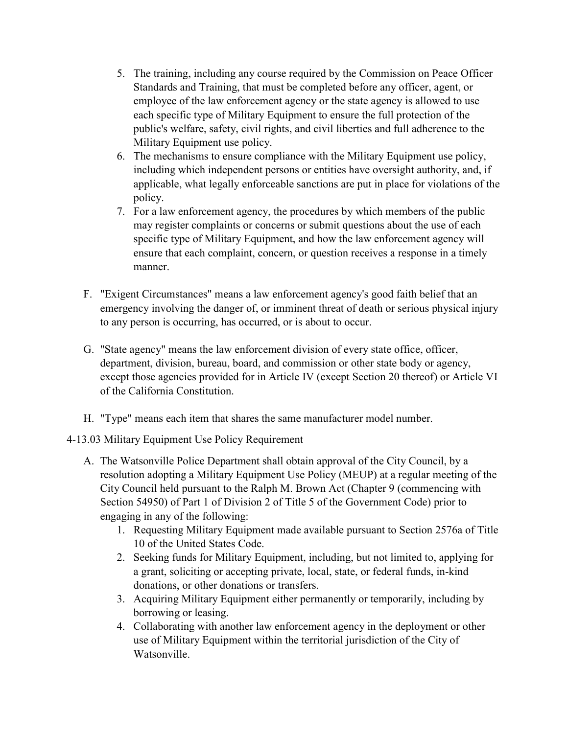5. The training, including any course required by the Commission on Peace Officer Standards and Training, that must be completed before any officer, agent, or employee of the law enforcement agency or the state agency is allowed to use each specific type of Military Equipment to ensure the full protection of the public's welfare, safety, civil rights, and civil liberties and full adherence to the Military Equipment use policy.
6. The mechanisms to ensure compliance with the Military Equipment use policy, including which independent persons or entities have oversight authority, and, if applicable, what legally enforceable sanctions are put in place for violations of the policy.
7. For a law enforcement agency, the procedures by which members of the public may register complaints or concerns or submit questions about the use of each specific type of Military Equipment, and how the law enforcement agency will ensure that each complaint, concern, or question receives a response in a timely manner.

F. "Exigent Circumstances" means a law enforcement agency's good faith belief that an emergency involving the danger of, or imminent threat of death or serious physical injury to any person is occurring, has occurred, or is about to occur.

G. "State agency" means the law enforcement division of every state office, officer, department, division, bureau, board, and commission or other state body or agency, except those agencies provided for in Article IV (except Section 20 thereof) or Article VI of the California Constitution.

H. "Type" means each item that shares the same manufacturer model number.

4-13.03 Military Equipment Use Policy Requirement

A. The Watsonville Police Department shall obtain approval of the City Council, by a resolution adopting a Military Equipment Use Policy (MEUP) at a regular meeting of the City Council held pursuant to the Ralph M. Brown Act (Chapter 9 (commencing with Section 54950) of Part 1 of Division 2 of Title 5 of the Government Code) prior to engaging in any of the following:
   1. Requesting Military Equipment made available pursuant to Section 2576a of Title 10 of the United States Code.
   2. Seeking funds for Military Equipment, including, but not limited to, applying for a grant, soliciting or accepting private, local, state, or federal funds, in-kind donations, or other donations or transfers.
   3. Acquiring Military Equipment either permanently or temporarily, including by borrowing or leasing.
   4. Collaborating with another law enforcement agency in the deployment or other use of Military Equipment within the territorial jurisdiction of the City of Watsonville.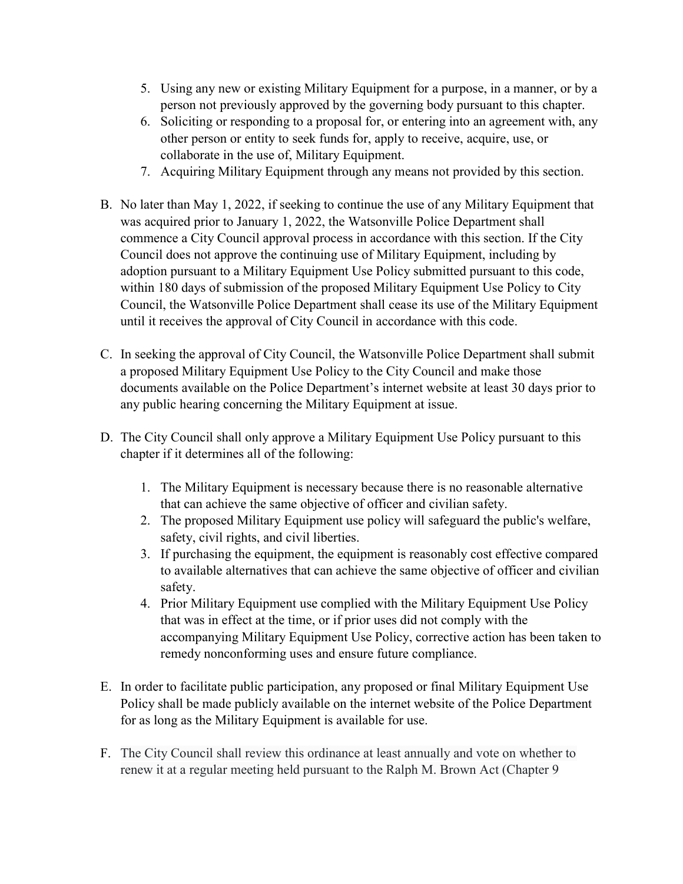5. Using any new or existing Military Equipment for a purpose, in a manner, or by a person not previously approved by the governing body pursuant to this chapter.
6. Soliciting or responding to a proposal for, or entering into an agreement with, any other person or entity to seek funds for, apply to receive, acquire, use, or collaborate in the use of, Military Equipment.
7. Acquiring Military Equipment through any means not provided by this section.

B. No later than May 1, 2022, if seeking to continue the use of any Military Equipment that was acquired prior to January 1, 2022, the Watsonville Police Department shall commence a City Council approval process in accordance with this section. If the City Council does not approve the continuing use of Military Equipment, including by adoption pursuant to a Military Equipment Use Policy submitted pursuant to this code, within 180 days of submission of the proposed Military Equipment Use Policy to City Council, the Watsonville Police Department shall cease its use of the Military Equipment until it receives the approval of City Council in accordance with this code.

C. In seeking the approval of City Council, the Watsonville Police Department shall submit a proposed Military Equipment Use Policy to the City Council and make those documents available on the Police Department's internet website at least 30 days prior to any public hearing concerning the Military Equipment at issue.

D. The City Council shall only approve a Military Equipment Use Policy pursuant to this chapter if it determines all of the following:

   1. The Military Equipment is necessary because there is no reasonable alternative that can achieve the same objective of officer and civilian safety.
   2. The proposed Military Equipment use policy will safeguard the public's welfare, safety, civil rights, and civil liberties.
   3. If purchasing the equipment, the equipment is reasonably cost effective compared to available alternatives that can achieve the same objective of officer and civilian safety.
   4. Prior Military Equipment use complied with the Military Equipment Use Policy that was in effect at the time, or if prior uses did not comply with the accompanying Military Equipment Use Policy, corrective action has been taken to remedy nonconforming uses and ensure future compliance.

E. In order to facilitate public participation, any proposed or final Military Equipment Use Policy shall be made publicly available on the internet website of the Police Department for as long as the Military Equipment is available for use.

F. The City Council shall review this ordinance at least annually and vote on whether to renew it at a regular meeting held pursuant to the Ralph M. Brown Act (Chapter 9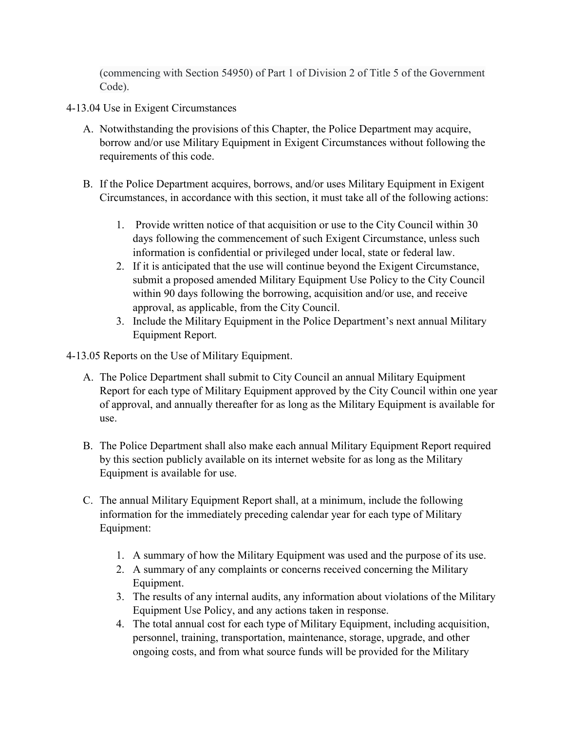(commencing with Section 54950) of Part 1 of Division 2 of Title 5 of the Government Code).

4-13.04 Use in Exigent Circumstances

A. Notwithstanding the provisions of this Chapter, the Police Department may acquire, borrow and/or use Military Equipment in Exigent Circumstances without following the requirements of this code.

B. If the Police Department acquires, borrows, and/or uses Military Equipment in Exigent Circumstances, in accordance with this section, it must take all of the following actions:

   1. Provide written notice of that acquisition or use to the City Council within 30 days following the commencement of such Exigent Circumstance, unless such information is confidential or privileged under local, state or federal law.
   2. If it is anticipated that the use will continue beyond the Exigent Circumstance, submit a proposed amended Military Equipment Use Policy to the City Council within 90 days following the borrowing, acquisition and/or use, and receive approval, as applicable, from the City Council.
   3. Include the Military Equipment in the Police Department's next annual Military Equipment Report.

4-13.05 Reports on the Use of Military Equipment.

A. The Police Department shall submit to City Council an annual Military Equipment Report for each type of Military Equipment approved by the City Council within one year of approval, and annually thereafter for as long as the Military Equipment is available for use.

B. The Police Department shall also make each annual Military Equipment Report required by this section publicly available on its internet website for as long as the Military Equipment is available for use.

C. The annual Military Equipment Report shall, at a minimum, include the following information for the immediately preceding calendar year for each type of Military Equipment:

   1. A summary of how the Military Equipment was used and the purpose of its use.
   2. A summary of any complaints or concerns received concerning the Military Equipment.
   3. The results of any internal audits, any information about violations of the Military Equipment Use Policy, and any actions taken in response.
   4. The total annual cost for each type of Military Equipment, including acquisition, personnel, training, transportation, maintenance, storage, upgrade, and other ongoing costs, and from what source funds will be provided for the Military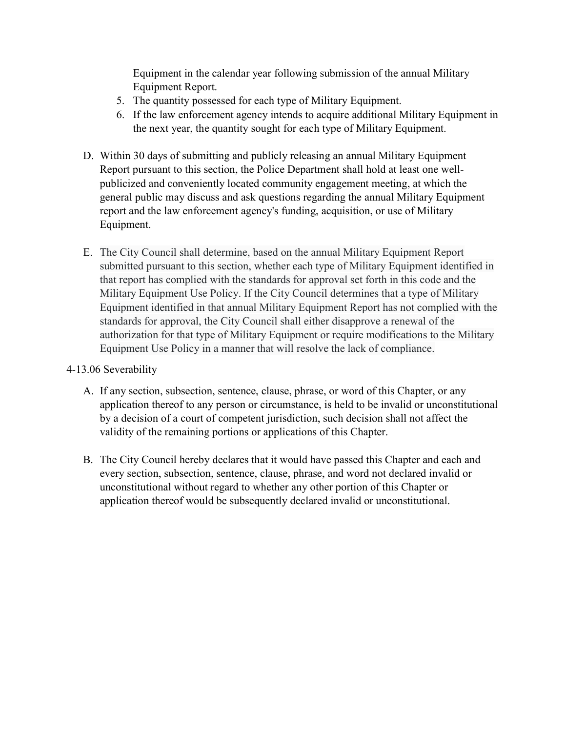Equipment in the calendar year following submission of the annual Military Equipment Report.

5. The quantity possessed for each type of Military Equipment.
6. If the law enforcement agency intends to acquire additional Military Equipment in the next year, the quantity sought for each type of Military Equipment.

D. Within 30 days of submitting and publicly releasing an annual Military Equipment Report pursuant to this section, the Police Department shall hold at least one well-publicized and conveniently located community engagement meeting, at which the general public may discuss and ask questions regarding the annual Military Equipment report and the law enforcement agency's funding, acquisition, or use of Military Equipment.

E. The City Council shall determine, based on the annual Military Equipment Report submitted pursuant to this section, whether each type of Military Equipment identified in that report has complied with the standards for approval set forth in this code and the Military Equipment Use Policy. If the City Council determines that a type of Military Equipment identified in that annual Military Equipment Report has not complied with the standards for approval, the City Council shall either disapprove a renewal of the authorization for that type of Military Equipment or require modifications to the Military Equipment Use Policy in a manner that will resolve the lack of compliance.

4-13.06 Severability

A. If any section, subsection, sentence, clause, phrase, or word of this Chapter, or any application thereof to any person or circumstance, is held to be invalid or unconstitutional by a decision of a court of competent jurisdiction, such decision shall not affect the validity of the remaining portions or applications of this Chapter.

B. The City Council hereby declares that it would have passed this Chapter and each and every section, subsection, sentence, clause, phrase, and word not declared invalid or unconstitutional without regard to whether any other portion of this Chapter or application thereof would be subsequently declared invalid or unconstitutional.